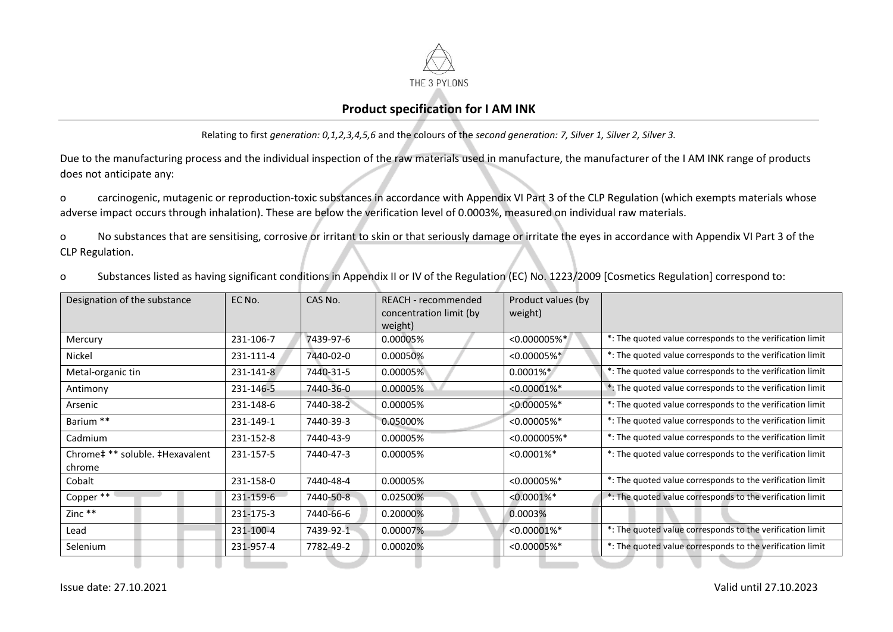THE 3 PYLONS

## Product specification for I AM INK

Relating to first *generation: 0,1,2,3,4,5,6* and the colours of the *second generation: 7, Silver 1, Silver 2, Silver 3.*

Due to the manufacturing process and the individual inspection of the raw materials used in manufacture, the manufacturer of the I AM INK range of products does not anticipate any:

o carcinogenic, mutagenic or reproduction-toxic substances in accordance with Appendix VI Part 3 of the CLP Regulation (which exempts materials whose adverse impact occurs through inhalation). These are below the verification level of 0.0003%, measured on individual raw materials.

o No substances that are sensitising, corrosive or irritant to skin or that seriously damage or irritate the eyes in accordance with Appendix VI Part 3 of the CLP Regulation.

o Substances listed as having significant conditions in Appendix II or IV of the Regulation (EC) No. 1223/2009 [Cosmetics Regulation] correspond to:

| Designation of the substance | EC No. | CAS No. | REACH - recommended concentration limit (by weight) | Product values (by weight) | |
|---|---|---|---|---|---|
| Mercury | 231-106-7 | 7439-97-6 | 0.00005% | <0.000005%* | *: The quoted value corresponds to the verification limit |
| Nickel | 231-111-4 | 7440-02-0 | 0.00050% | <0.00005%* | *: The quoted value corresponds to the verification limit |
| Metal-organic tin | 231-141-8 | 7440-31-5 | 0.00005% | 0.0001%* | *: The quoted value corresponds to the verification limit |
| Antimony | 231-146-5 | 7440-36-0 | 0.00005% | <0.00001%* | *: The quoted value corresponds to the verification limit |
| Arsenic | 231-148-6 | 7440-38-2 | 0.00005% | <0.00005%* | *: The quoted value corresponds to the verification limit |
| Barium ** | 231-149-1 | 7440-39-3 | 0.05000% | <0.00005%* | *: The quoted value corresponds to the verification limit |
| Cadmium | 231-152-8 | 7440-43-9 | 0.00005% | <0.000005%* | *: The quoted value corresponds to the verification limit |
| Chrome‡ ** soluble. ‡Hexavalent chrome | 231-157-5 | 7440-47-3 | 0.00005% | <0.0001%* | *: The quoted value corresponds to the verification limit |
| Cobalt | 231-158-0 | 7440-48-4 | 0.00005% | <0.00005%* | *: The quoted value corresponds to the verification limit |
| Copper ** | 231-159-6 | 7440-50-8 | 0.02500% | <0.0001%* | *: The quoted value corresponds to the verification limit |
| Zinc ** | 231-175-3 | 7440-66-6 | 0.20000% | 0.0003% | |
| Lead | 231-100-4 | 7439-92-1 | 0.00007% | <0.00001%* | *: The quoted value corresponds to the verification limit |
| Selenium | 231-957-4 | 7782-49-2 | 0.00020% | <0.00005%* | *: The quoted value corresponds to the verification limit |

Issue date: 27.10.2021 Valid until 27.10.2023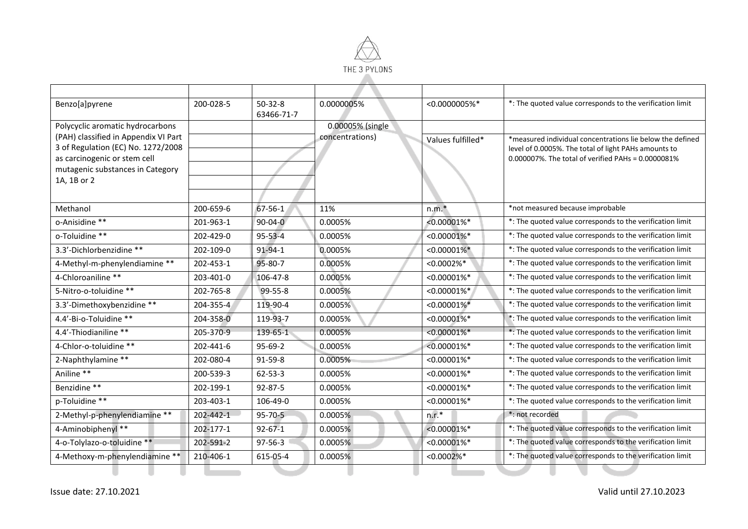| | | | | | |
|---|---|---|---|---|---|
| Benzo[a]pyrene | 200-028-5 | 50-32-8 63466-71-7 | 0.0000005% | <0.0000005%* | *: The quoted value corresponds to the verification limit |
| Polycyclic aromatic hydrocarbons (PAH) classified in Appendix VI Part 3 of Regulation (EC) No. 1272/2008 as carcinogenic or stem cell mutagenic substances in Category 1A, 1B or 2 | | | 0.00005% (single concentrations) | Values fulfilled* | *measured individual concentrations lie below the defined level of 0.0005%. The total of light PAHs amounts to 0.000007%. The total of verified PAHs = 0.0000081% |
| Methanol | 200-659-6 | 67-56-1 | 11% | n.m.* | *not measured because improbable |
| o-Anisidine ** | 201-963-1 | 90-04-0 | 0.0005% | <0.00001%* | *: The quoted value corresponds to the verification limit |
| o-Toluidine ** | 202-429-0 | 95-53-4 | 0.0005% | <0.00001%* | *: The quoted value corresponds to the verification limit |
| 3.3'-Dichlorbenzidine ** | 202-109-0 | 91-94-1 | 0.0005% | <0.00001%* | *: The quoted value corresponds to the verification limit |
| 4-Methyl-m-phenylendiamine ** | 202-453-1 | 95-80-7 | 0.0005% | <0.0002%* | *: The quoted value corresponds to the verification limit |
| 4-Chloroaniline ** | 203-401-0 | 106-47-8 | 0.0005% | <0.00001%* | *: The quoted value corresponds to the verification limit |
| 5-Nitro-o-toluidine ** | 202-765-8 | 99-55-8 | 0.0005% | <0.00001%* | *: The quoted value corresponds to the verification limit |
| 3.3'-Dimethoxybenzidine ** | 204-355-4 | 119-90-4 | 0.0005% | <0.00001%* | *: The quoted value corresponds to the verification limit |
| 4.4'-Bi-o-Toluidine ** | 204-358-0 | 119-93-7 | 0.0005% | <0.00001%* | *: The quoted value corresponds to the verification limit |
| 4.4'-Thiodianiline ** | 205-370-9 | 139-65-1 | 0.0005% | <0.00001%* | *: The quoted value corresponds to the verification limit |
| 4-Chlor-o-toluidine ** | 202-441-6 | 95-69-2 | 0.0005% | <0.00001%* | *: The quoted value corresponds to the verification limit |
| 2-Naphthylamine ** | 202-080-4 | 91-59-8 | 0.0005% | <0.00001%* | *: The quoted value corresponds to the verification limit |
| Aniline ** | 200-539-3 | 62-53-3 | 0.0005% | <0.00001%* | *: The quoted value corresponds to the verification limit |
| Benzidine ** | 202-199-1 | 92-87-5 | 0.0005% | <0.00001%* | *: The quoted value corresponds to the verification limit |
| p-Toluidine ** | 203-403-1 | 106-49-0 | 0.0005% | <0.00001%* | *: The quoted value corresponds to the verification limit |
| 2-Methyl-p-phenylendiamine ** | 202-442-1 | 95-70-5 | 0.0005% | n.r.* | *: not recorded |
| 4-Aminobiphenyl ** | 202-177-1 | 92-67-1 | 0.0005% | <0.00001%* | *: The quoted value corresponds to the verification limit |
| 4-o-Tolylazo-o-toluidine ** | 202-591-2 | 97-56-3 | 0.0005% | <0.00001%* | *: The quoted value corresponds to the verification limit |
| 4-Methoxy-m-phenylendiamine ** | 210-406-1 | 615-05-4 | 0.0005% | <0.0002%* | *: The quoted value corresponds to the verification limit |

Issue date: 27.10.2021

Valid until 27.10.2023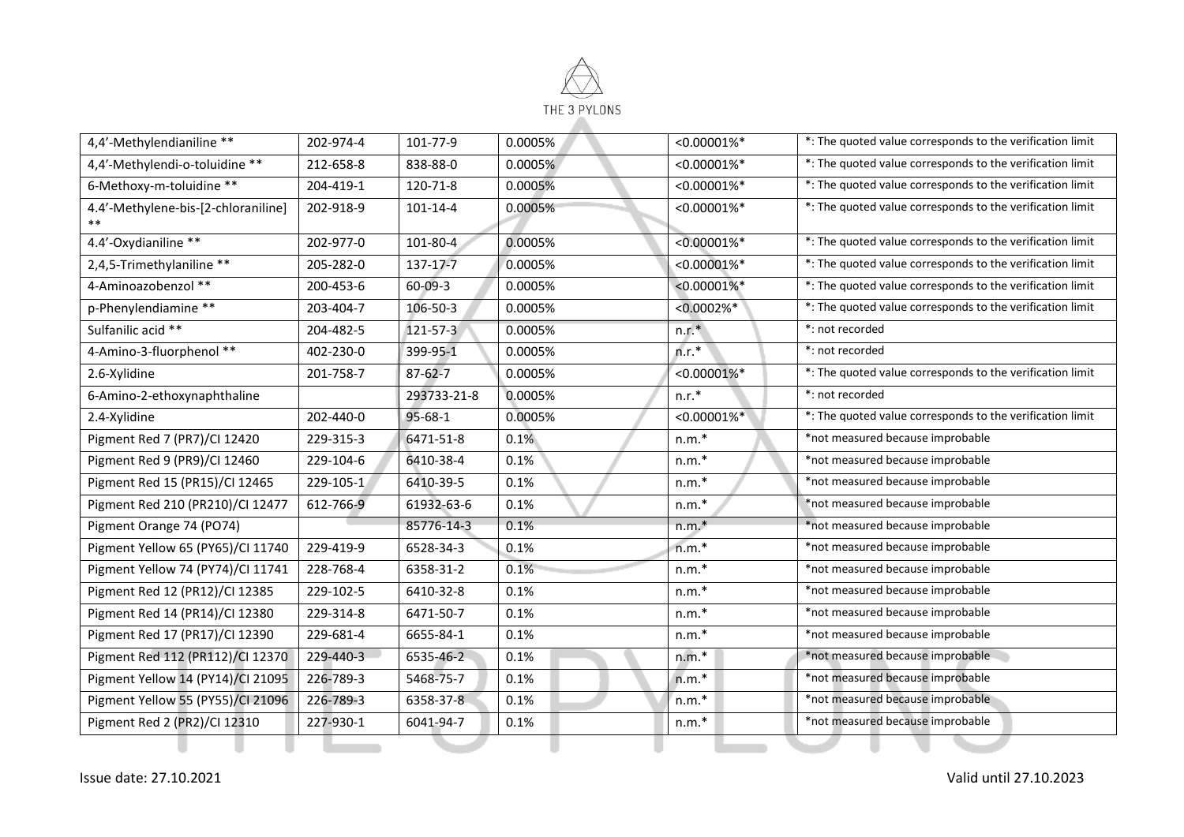| | | | | | |
|---|---|---|---|---|---|
| 4,4’-Methylendianiline ** | 202-974-4 | 101-77-9 | 0.0005% | <0.00001%* | *: The quoted value corresponds to the verification limit |
| 4,4’-Methylendi-o-toluidine ** | 212-658-8 | 838-88-0 | 0.0005% | <0.00001%* | *: The quoted value corresponds to the verification limit |
| 6-Methoxy-m-toluidine ** | 204-419-1 | 120-71-8 | 0.0005% | <0.00001%* | *: The quoted value corresponds to the verification limit |
| 4.4’-Methylene-bis-[2-chloraniline] ** | 202-918-9 | 101-14-4 | 0.0005% | <0.00001%* | *: The quoted value corresponds to the verification limit |
| 4.4’-Oxydianiline ** | 202-977-0 | 101-80-4 | 0.0005% | <0.00001%* | *: The quoted value corresponds to the verification limit |
| 2,4,5-Trimethylaniline ** | 205-282-0 | 137-17-7 | 0.0005% | <0.00001%* | *: The quoted value corresponds to the verification limit |
| 4-Aminoazobenzol ** | 200-453-6 | 60-09-3 | 0.0005% | <0.00001%* | *: The quoted value corresponds to the verification limit |
| p-Phenylendiamine ** | 203-404-7 | 106-50-3 | 0.0005% | <0.0002%* | *: The quoted value corresponds to the verification limit |
| Sulfanilic acid ** | 204-482-5 | 121-57-3 | 0.0005% | n.r.* | *: not recorded |
| 4-Amino-3-fluorphenol ** | 402-230-0 | 399-95-1 | 0.0005% | n.r.* | *: not recorded |
| 2.6-Xylidine | 201-758-7 | 87-62-7 | 0.0005% | <0.00001%* | *: The quoted value corresponds to the verification limit |
| 6-Amino-2-ethoxynaphthaline | | 293733-21-8 | 0.0005% | n.r.* | *: not recorded |
| 2.4-Xylidine | 202-440-0 | 95-68-1 | 0.0005% | <0.00001%* | *: The quoted value corresponds to the verification limit |
| Pigment Red 7 (PR7)/CI 12420 | 229-315-3 | 6471-51-8 | 0.1% | n.m.* | *not measured because improbable |
| Pigment Red 9 (PR9)/CI 12460 | 229-104-6 | 6410-38-4 | 0.1% | n.m.* | *not measured because improbable |
| Pigment Red 15 (PR15)/CI 12465 | 229-105-1 | 6410-39-5 | 0.1% | n.m.* | *not measured because improbable |
| Pigment Red 210 (PR210)/CI 12477 | 612-766-9 | 61932-63-6 | 0.1% | n.m.* | *not measured because improbable |
| Pigment Orange 74 (PO74) | | 85776-14-3 | 0.1% | n.m.* | *not measured because improbable |
| Pigment Yellow 65 (PY65)/CI 11740 | 229-419-9 | 6528-34-3 | 0.1% | n.m.* | *not measured because improbable |
| Pigment Yellow 74 (PY74)/CI 11741 | 228-768-4 | 6358-31-2 | 0.1% | n.m.* | *not measured because improbable |
| Pigment Red 12 (PR12)/CI 12385 | 229-102-5 | 6410-32-8 | 0.1% | n.m.* | *not measured because improbable |
| Pigment Red 14 (PR14)/CI 12380 | 229-314-8 | 6471-50-7 | 0.1% | n.m.* | *not measured because improbable |
| Pigment Red 17 (PR17)/CI 12390 | 229-681-4 | 6655-84-1 | 0.1% | n.m.* | *not measured because improbable |
| Pigment Red 112 (PR112)/CI 12370 | 229-440-3 | 6535-46-2 | 0.1% | n.m.* | *not measured because improbable |
| Pigment Yellow 14 (PY14)/CI 21095 | 226-789-3 | 5468-75-7 | 0.1% | n.m.* | *not measured because improbable |
| Pigment Yellow 55 (PY55)/CI 21096 | 226-789-3 | 6358-37-8 | 0.1% | n.m.* | *not measured because improbable |
| Pigment Red 2 (PR2)/CI 12310 | 227-930-1 | 6041-94-7 | 0.1% | n.m.* | *not measured because improbable |

Issue date: 27.10.2021

Valid until 27.10.2023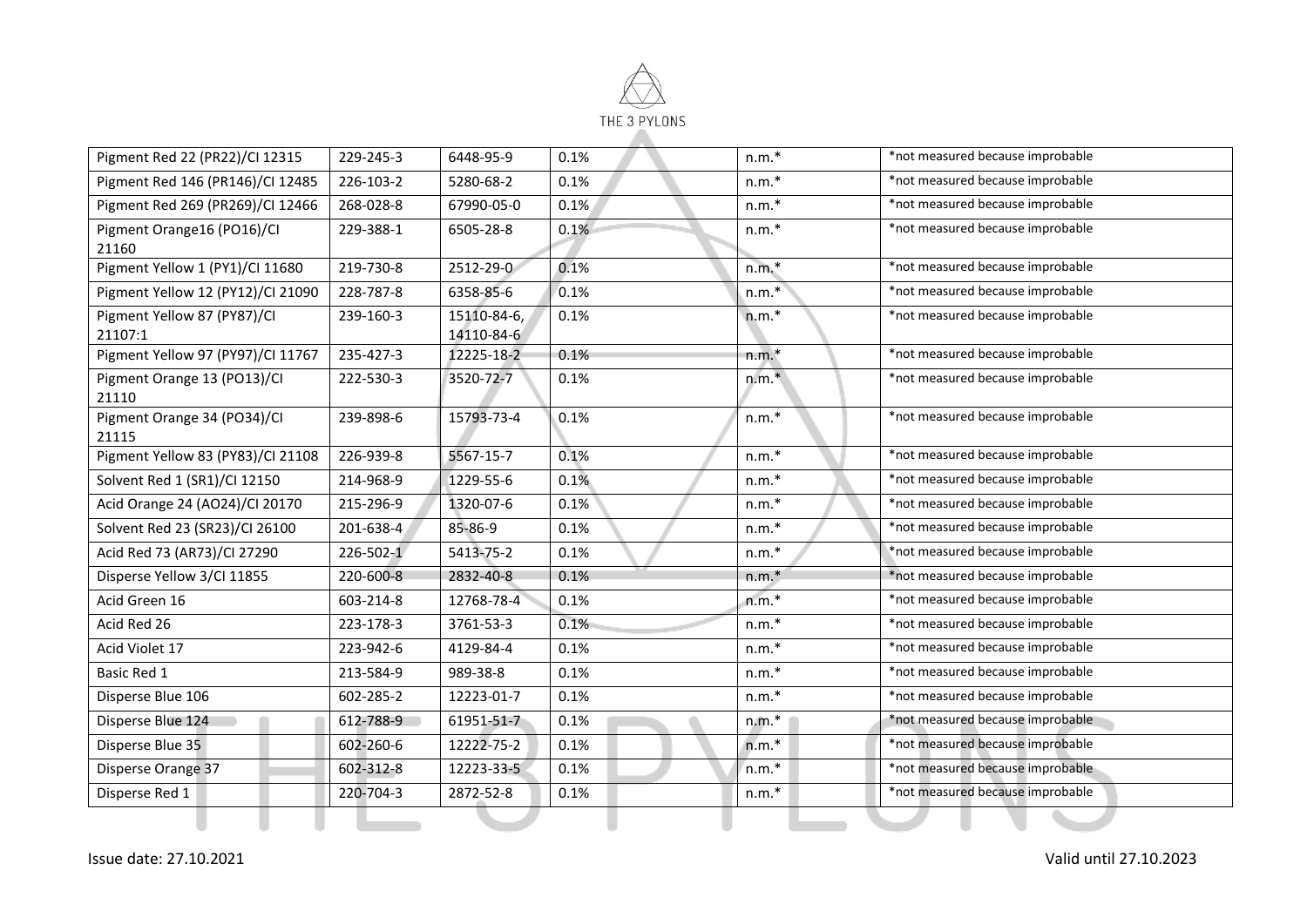| | | | | | |
|---|---|---|---|---|---|
| Pigment Red 22 (PR22)/CI 12315 | 229-245-3 | 6448-95-9 | 0.1% | n.m.* | *not measured because improbable |
| Pigment Red 146 (PR146)/CI 12485 | 226-103-2 | 5280-68-2 | 0.1% | n.m.* | *not measured because improbable |
| Pigment Red 269 (PR269)/CI 12466 | 268-028-8 | 67990-05-0 | 0.1% | n.m.* | *not measured because improbable |
| Pigment Orange16 (PO16)/CI 21160 | 229-388-1 | 6505-28-8 | 0.1% | n.m.* | *not measured because improbable |
| Pigment Yellow 1 (PY1)/CI 11680 | 219-730-8 | 2512-29-0 | 0.1% | n.m.* | *not measured because improbable |
| Pigment Yellow 12 (PY12)/CI 21090 | 228-787-8 | 6358-85-6 | 0.1% | n.m.* | *not measured because improbable |
| Pigment Yellow 87 (PY87)/CI 21107:1 | 239-160-3 | 15110-84-6, 14110-84-6 | 0.1% | n.m.* | *not measured because improbable |
| Pigment Yellow 97 (PY97)/CI 11767 | 235-427-3 | 12225-18-2 | 0.1% | n.m.* | *not measured because improbable |
| Pigment Orange 13 (PO13)/CI 21110 | 222-530-3 | 3520-72-7 | 0.1% | n.m.* | *not measured because improbable |
| Pigment Orange 34 (PO34)/CI 21115 | 239-898-6 | 15793-73-4 | 0.1% | n.m.* | *not measured because improbable |
| Pigment Yellow 83 (PY83)/CI 21108 | 226-939-8 | 5567-15-7 | 0.1% | n.m.* | *not measured because improbable |
| Solvent Red 1 (SR1)/CI 12150 | 214-968-9 | 1229-55-6 | 0.1% | n.m.* | *not measured because improbable |
| Acid Orange 24 (AO24)/CI 20170 | 215-296-9 | 1320-07-6 | 0.1% | n.m.* | *not measured because improbable |
| Solvent Red 23 (SR23)/CI 26100 | 201-638-4 | 85-86-9 | 0.1% | n.m.* | *not measured because improbable |
| Acid Red 73 (AR73)/CI 27290 | 226-502-1 | 5413-75-2 | 0.1% | n.m.* | *not measured because improbable |
| Disperse Yellow 3/CI 11855 | 220-600-8 | 2832-40-8 | 0.1% | n.m.* | *not measured because improbable |
| Acid Green 16 | 603-214-8 | 12768-78-4 | 0.1% | n.m.* | *not measured because improbable |
| Acid Red 26 | 223-178-3 | 3761-53-3 | 0.1% | n.m.* | *not measured because improbable |
| Acid Violet 17 | 223-942-6 | 4129-84-4 | 0.1% | n.m.* | *not measured because improbable |
| Basic Red 1 | 213-584-9 | 989-38-8 | 0.1% | n.m.* | *not measured because improbable |
| Disperse Blue 106 | 602-285-2 | 12223-01-7 | 0.1% | n.m.* | *not measured because improbable |
| Disperse Blue 124 | 612-788-9 | 61951-51-7 | 0.1% | n.m.* | *not measured because improbable |
| Disperse Blue 35 | 602-260-6 | 12222-75-2 | 0.1% | n.m.* | *not measured because improbable |
| Disperse Orange 37 | 602-312-8 | 12223-33-5 | 0.1% | n.m.* | *not measured because improbable |
| Disperse Red 1 | 220-704-3 | 2872-52-8 | 0.1% | n.m.* | *not measured because improbable |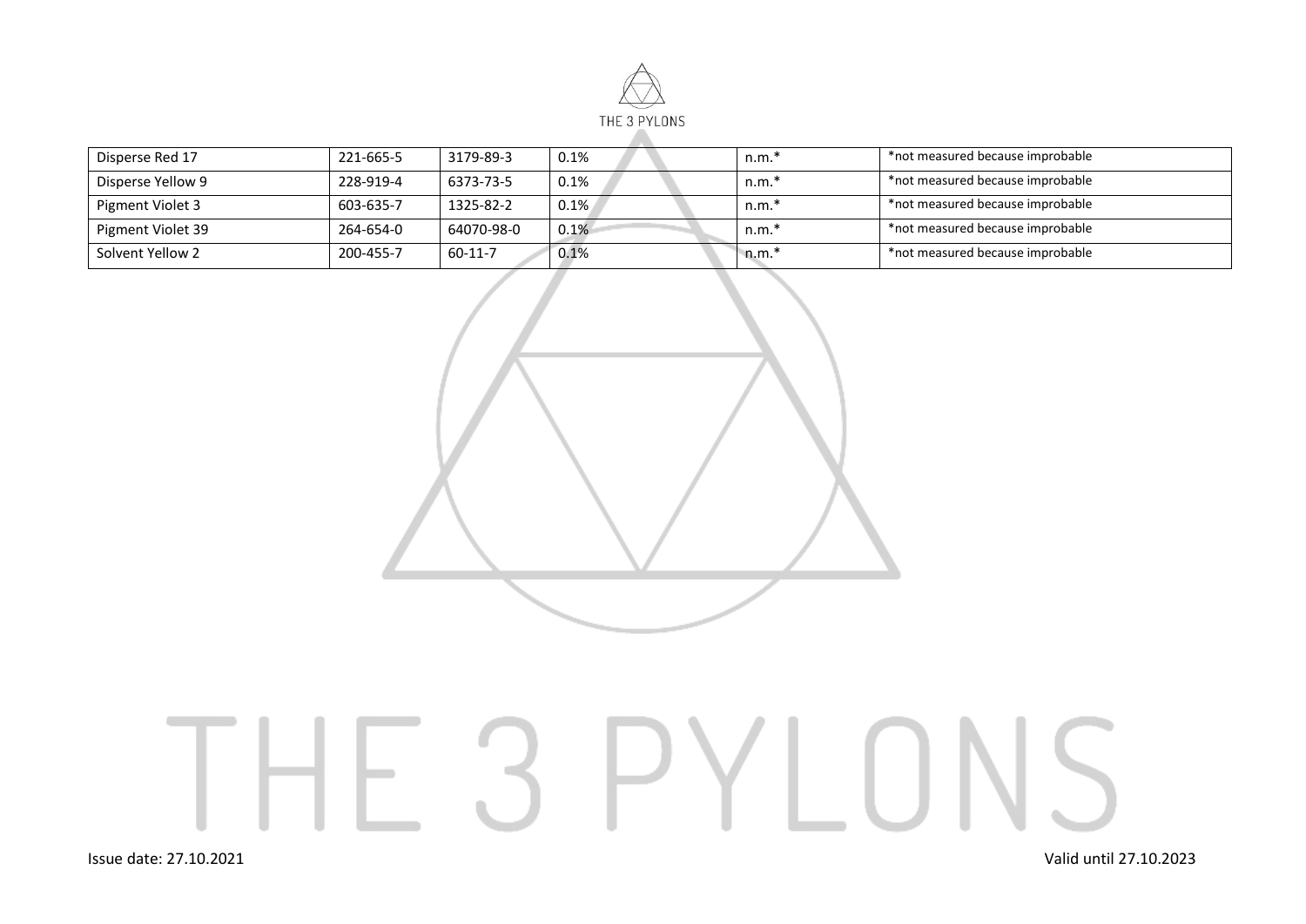| Disperse Red 17 | 221-665-5 | 3179-89-3 | 0.1% | n.m.* | *not measured because improbable |
|---|---|---|---|---|---|
| Disperse Yellow 9 | 228-919-4 | 6373-73-5 | 0.1% | n.m.* | *not measured because improbable |
| Pigment Violet 3 | 603-635-7 | 1325-82-2 | 0.1% | n.m.* | *not measured because improbable |
| Pigment Violet 39 | 264-654-0 | 64070-98-0 | 0.1% | n.m.* | *not measured because improbable |
| Solvent Yellow 2 | 200-455-7 | 60-11-7 | 0.1% | n.m.* | *not measured because improbable |

Issue date: 27.10.2021

Valid until 27.10.2023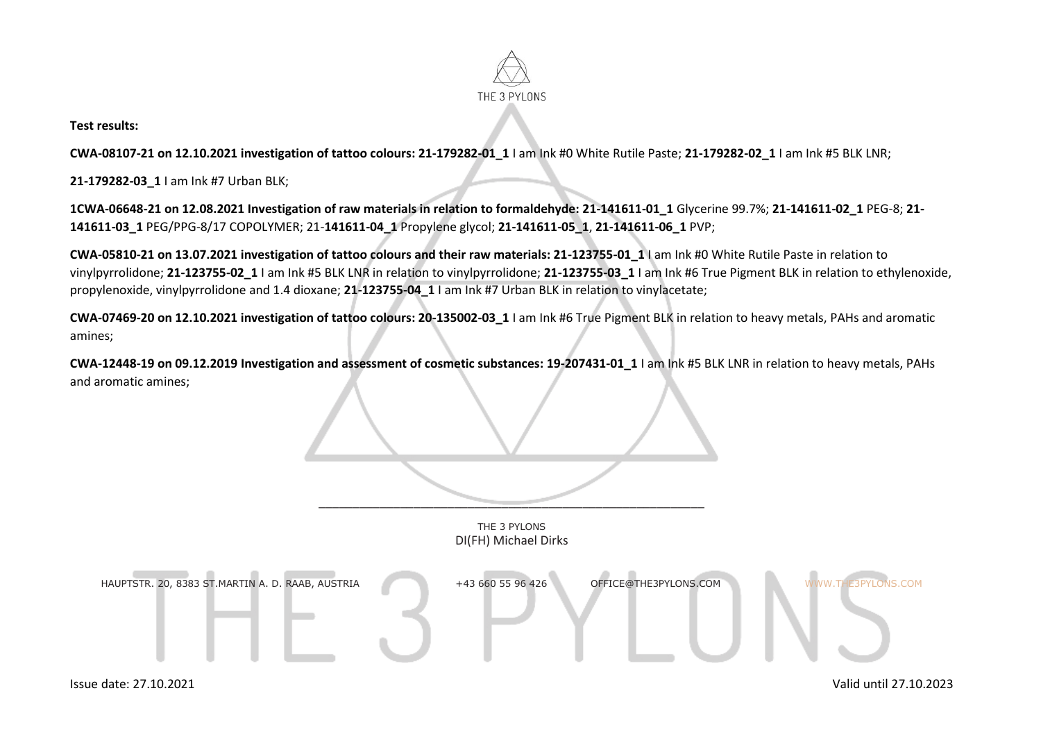**Test results:**

**CWA-08107-21 on 12.10.2021 investigation of tattoo colours: 21-179282-01_1** I am Ink #0 White Rutile Paste; **21-179282-02_1** I am Ink #5 BLK LNR;

**21-179282-03_1** I am Ink #7 Urban BLK;

**1CWA-06648-21 on 12.08.2021 Investigation of raw materials in relation to formaldehyde: 21-141611-01_1** Glycerine 99.7%; **21-141611-02_1** PEG-8; **21-141611-03_1** PEG/PPG-8/17 COPOLYMER; 21-**141611-04_1** Propylene glycol; **21-141611-05_1**, **21-141611-06_1** PVP;

**CWA-05810-21 on 13.07.2021 investigation of tattoo colours and their raw materials: 21-123755-01_1** I am Ink #0 White Rutile Paste in relation to vinylpyrrolidone; **21-123755-02_1** I am Ink #5 BLK LNR in relation to vinylpyrrolidone; **21-123755-03_1** I am Ink #6 True Pigment BLK in relation to ethylenoxide, propylenoxide, vinylpyrrolidone and 1.4 dioxane; **21-123755-04_1** I am Ink #7 Urban BLK in relation to vinylacetate;

**CWA-07469-20 on 12.10.2021 investigation of tattoo colours: 20-135002-03_1** I am Ink #6 True Pigment BLK in relation to heavy metals, PAHs and aromatic amines;

**CWA-12448-19 on 09.12.2019 Investigation and assessment of cosmetic substances: 19-207431-01_1** I am Ink #5 BLK LNR in relation to heavy metals, PAHs and aromatic amines;

\_\_\_\_\_\_\_\_\_\_\_\_\_\_\_\_\_\_\_\_\_\_\_\_\_\_\_\_\_\_\_\_\_\_\_\_\_\_\_\_\_\_\_\_\_\_\_\_\_\_\_\_\_\_\_\_

THE 3 PYLONS
DI(FH) Michael Dirks

HAUPTSTR. 20, 8383 ST.MARTIN A. D. RAAB, AUSTRIA    +43 660 55 96 426    OFFICE@THE3PYLONS.COM    WWW.THE3PYLONS.COM

Issue date: 27.10.2021    Valid until 27.10.2023